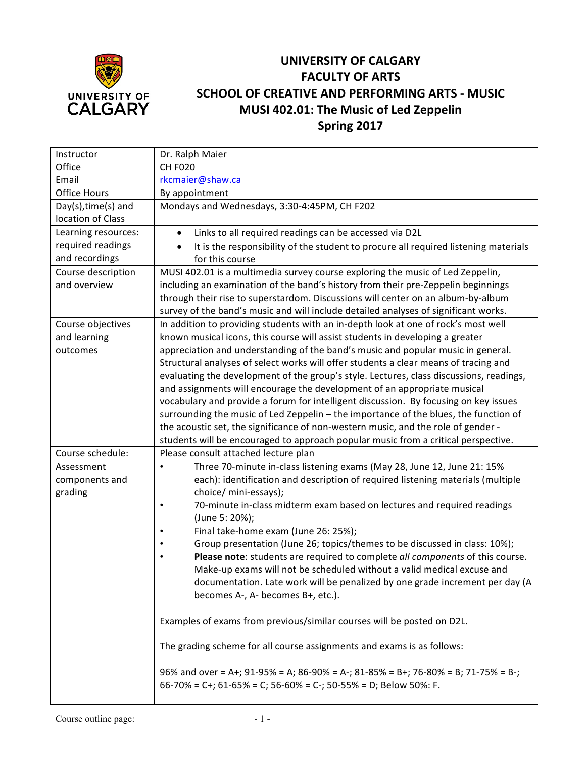# UNIVERSITY OF CALGARY
# FACULTY OF ARTS
# SCHOOL OF CREATIVE AND PERFORMING ARTS - MUSIC
# MUSI 402.01: The Music of Led Zeppelin
# Spring 2017

| | |
|---|---|
| Instructor<br>Office<br>Email<br>Office Hours | Dr. Ralph Maier<br>CH F020<br>rkcmaier@shaw.ca<br>By appointment |
| Day(s),time(s) and location of Class | Mondays and Wednesdays, 3:30-4:45PM, CH F202 |
| Learning resources: required readings and recordings | • Links to all required readings can be accessed via D2L<br>• It is the responsibility of the student to procure all required listening materials for this course |
| Course description and overview | MUSI 402.01 is a multimedia survey course exploring the music of Led Zeppelin, including an examination of the band's history from their pre-Zeppelin beginnings through their rise to superstardom. Discussions will center on an album-by-album survey of the band's music and will include detailed analyses of significant works. |
| Course objectives and learning outcomes | In addition to providing students with an in-depth look at one of rock's most well known musical icons, this course will assist students in developing a greater appreciation and understanding of the band's music and popular music in general. Structural analyses of select works will offer students a clear means of tracing and evaluating the development of the group's style. Lectures, class discussions, readings, and assignments will encourage the development of an appropriate musical vocabulary and provide a forum for intelligent discussion. By focusing on key issues surrounding the music of Led Zeppelin – the importance of the blues, the function of the acoustic set, the significance of non-western music, and the role of gender - students will be encouraged to approach popular music from a critical perspective. |
| Course schedule: | Please consult attached lecture plan |
| Assessment components and grading | • Three 70-minute in-class listening exams (May 28, June 12, June 21: 15% each): identification and description of required listening materials (multiple choice/ mini-essays);<br>• 70-minute in-class midterm exam based on lectures and required readings (June 5: 20%);<br>• Final take-home exam (June 26: 25%);<br>• Group presentation (June 26; topics/themes to be discussed in class: 10%);<br>• **Please note**: students are required to complete *all components* of this course. Make-up exams will not be scheduled without a valid medical excuse and documentation. Late work will be penalized by one grade increment per day (A becomes A-, A- becomes B+, etc.).<br><br>Examples of exams from previous/similar courses will be posted on D2L.<br><br>The grading scheme for all course assignments and exams is as follows:<br><br>96% and over = A+; 91-95% = A; 86-90% = A-; 81-85% = B+; 76-80% = B; 71-75% = B-; 66-70% = C+; 61-65% = C; 56-60% = C-; 50-55% = D; Below 50%: F. |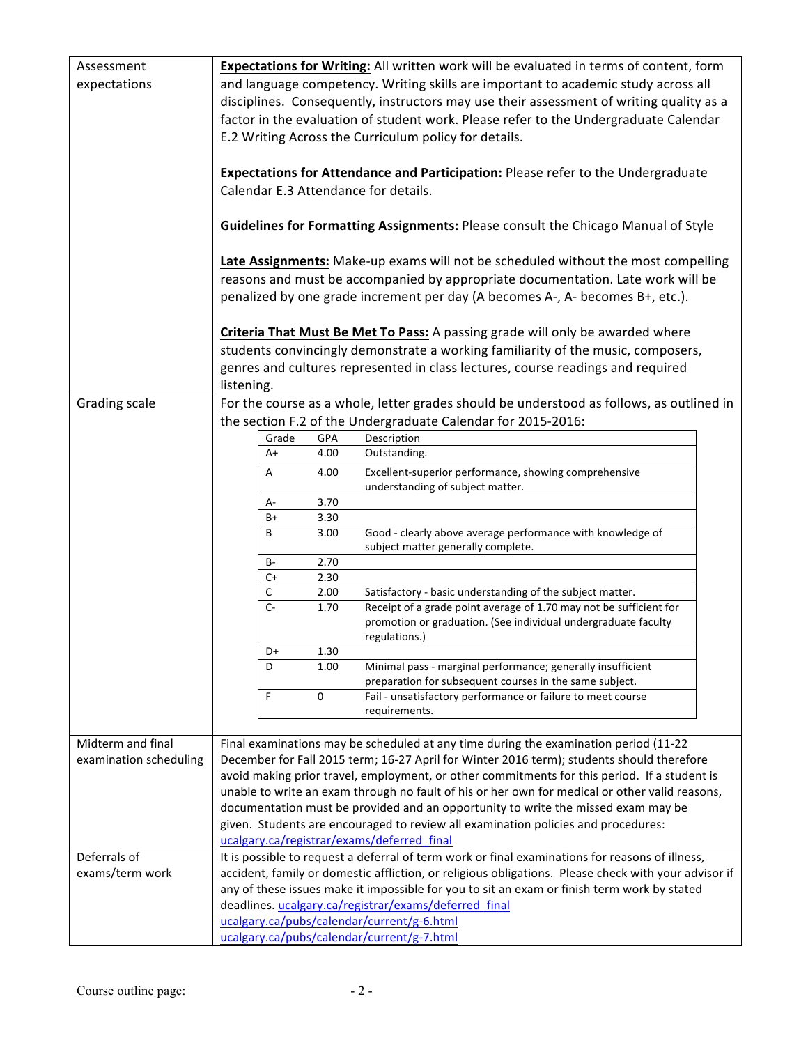| | |
|---|---|
| Assessment expectations | **Expectations for Writing:** All written work will be evaluated in terms of content, form and language competency. Writing skills are important to academic study across all disciplines. Consequently, instructors may use their assessment of writing quality as a factor in the evaluation of student work. Please refer to the Undergraduate Calendar E.2 Writing Across the Curriculum policy for details.<br><br>**Expectations for Attendance and Participation:** Please refer to the Undergraduate Calendar E.3 Attendance for details.<br><br>**Guidelines for Formatting Assignments:** Please consult the Chicago Manual of Style<br><br>**Late Assignments:** Make-up exams will not be scheduled without the most compelling reasons and must be accompanied by appropriate documentation. Late work will be penalized by one grade increment per day (A becomes A-, A- becomes B+, etc.).<br><br>**Criteria That Must Be Met To Pass:** A passing grade will only be awarded where students convincingly demonstrate a working familiarity of the music, composers, genres and cultures represented in class lectures, course readings and required listening. |
| Grading scale | For the course as a whole, letter grades should be understood as follows, as outlined in the section F.2 of the Undergraduate Calendar for 2015-2016: |

| Grade | GPA | Description |
|---|---|---|
| A+ | 4.00 | Outstanding. |
| A | 4.00 | Excellent-superior performance, showing comprehensive understanding of subject matter. |
| A- | 3.70 | |
| B+ | 3.30 | |
| B | 3.00 | Good - clearly above average performance with knowledge of subject matter generally complete. |
| B- | 2.70 | |
| C+ | 2.30 | |
| C | 2.00 | Satisfactory - basic understanding of the subject matter. |
| C- | 1.70 | Receipt of a grade point average of 1.70 may not be sufficient for promotion or graduation. (See individual undergraduate faculty regulations.) |
| D+ | 1.30 | |
| D | 1.00 | Minimal pass - marginal performance; generally insufficient preparation for subsequent courses in the same subject. |
| F | 0 | Fail - unsatisfactory performance or failure to meet course requirements. |

| | |
|---|---|
| Midterm and final examination scheduling | Final examinations may be scheduled at any time during the examination period (11-22 December for Fall 2015 term; 16-27 April for Winter 2016 term); students should therefore avoid making prior travel, employment, or other commitments for this period. If a student is unable to write an exam through no fault of his or her own for medical or other valid reasons, documentation must be provided and an opportunity to write the missed exam may be given. Students are encouraged to review all examination policies and procedures: ucalgary.ca/registrar/exams/deferred_final |
| Deferrals of exams/term work | It is possible to request a deferral of term work or final examinations for reasons of illness, accident, family or domestic affliction, or religious obligations. Please check with your advisor if any of these issues make it impossible for you to sit an exam or finish term work by stated deadlines. ucalgary.ca/registrar/exams/deferred_final<br>ucalgary.ca/pubs/calendar/current/g-6.html<br>ucalgary.ca/pubs/calendar/current/g-7.html |

Course outline page: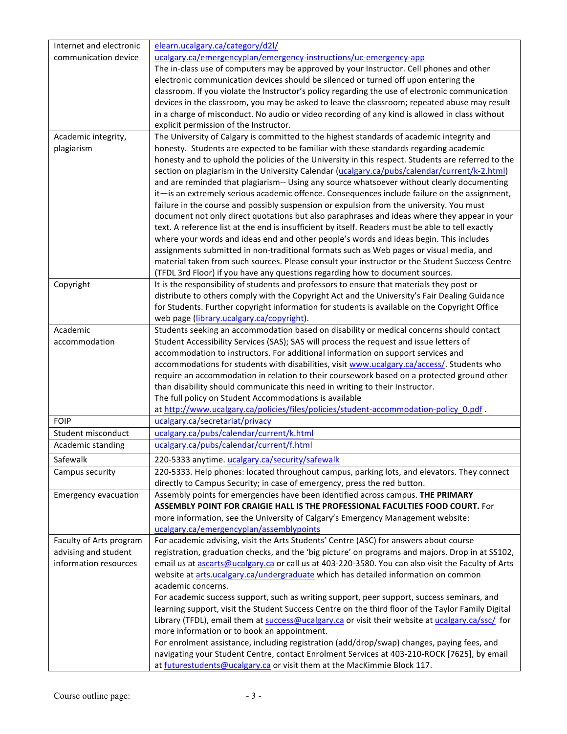| | |
|---|---|
| Internet and electronic communication device | elearn.ucalgary.ca/category/d2l/<br>ucalgary.ca/emergencyplan/emergency-instructions/uc-emergency-app<br>The in-class use of computers may be approved by your Instructor. Cell phones and other electronic communication devices should be silenced or turned off upon entering the classroom. If you violate the Instructor's policy regarding the use of electronic communication devices in the classroom, you may be asked to leave the classroom; repeated abuse may result in a charge of misconduct. No audio or video recording of any kind is allowed in class without explicit permission of the Instructor. |
| Academic integrity, plagiarism | The University of Calgary is committed to the highest standards of academic integrity and honesty. Students are expected to be familiar with these standards regarding academic honesty and to uphold the policies of the University in this respect. Students are referred to the section on plagiarism in the University Calendar (ucalgary.ca/pubs/calendar/current/k-2.html) and are reminded that plagiarism-- Using any source whatsoever without clearly documenting it—is an extremely serious academic offence. Consequences include failure on the assignment, failure in the course and possibly suspension or expulsion from the university. You must document not only direct quotations but also paraphrases and ideas where they appear in your text. A reference list at the end is insufficient by itself. Readers must be able to tell exactly where your words and ideas end and other people's words and ideas begin. This includes assignments submitted in non-traditional formats such as Web pages or visual media, and material taken from such sources. Please consult your instructor or the Student Success Centre (TFDL 3rd Floor) if you have any questions regarding how to document sources. |
| Copyright | It is the responsibility of students and professors to ensure that materials they post or distribute to others comply with the Copyright Act and the University's Fair Dealing Guidance for Students. Further copyright information for students is available on the Copyright Office web page (library.ucalgary.ca/copyright). |
| Academic accommodation | Students seeking an accommodation based on disability or medical concerns should contact Student Accessibility Services (SAS); SAS will process the request and issue letters of accommodation to instructors. For additional information on support services and accommodations for students with disabilities, visit www.ucalgary.ca/access/. Students who require an accommodation in relation to their coursework based on a protected ground other than disability should communicate this need in writing to their Instructor.<br>The full policy on Student Accommodations is available at http://www.ucalgary.ca/policies/files/policies/student-accommodation-policy_0.pdf . |
| FOIP | ucalgary.ca/secretariat/privacy |
| Student misconduct | ucalgary.ca/pubs/calendar/current/k.html |
| Academic standing | ucalgary.ca/pubs/calendar/current/f.html |
| Safewalk | 220-5333 anytime. ucalgary.ca/security/safewalk |
| Campus security | 220-5333. Help phones: located throughout campus, parking lots, and elevators. They connect directly to Campus Security; in case of emergency, press the red button. |
| Emergency evacuation | Assembly points for emergencies have been identified across campus. **THE PRIMARY ASSEMBLY POINT FOR CRAIGIE HALL IS THE PROFESSIONAL FACULTIES FOOD COURT.** For more information, see the University of Calgary's Emergency Management website: ucalgary.ca/emergencyplan/assemblypoints |
| Faculty of Arts program advising and student information resources | For academic advising, visit the Arts Students' Centre (ASC) for answers about course registration, graduation checks, and the 'big picture' on programs and majors. Drop in at SS102, email us at ascarts@ucalgary.ca or call us at 403-220-3580. You can also visit the Faculty of Arts website at arts.ucalgary.ca/undergraduate which has detailed information on common academic concerns.<br>For academic success support, such as writing support, peer support, success seminars, and learning support, visit the Student Success Centre on the third floor of the Taylor Family Digital Library (TFDL), email them at success@ucalgary.ca or visit their website at ucalgary.ca/ssc/ for more information or to book an appointment.<br>For enrolment assistance, including registration (add/drop/swap) changes, paying fees, and navigating your Student Centre, contact Enrolment Services at 403-210-ROCK [7625], by email at futurestudents@ucalgary.ca or visit them at the MacKimmie Block 117. |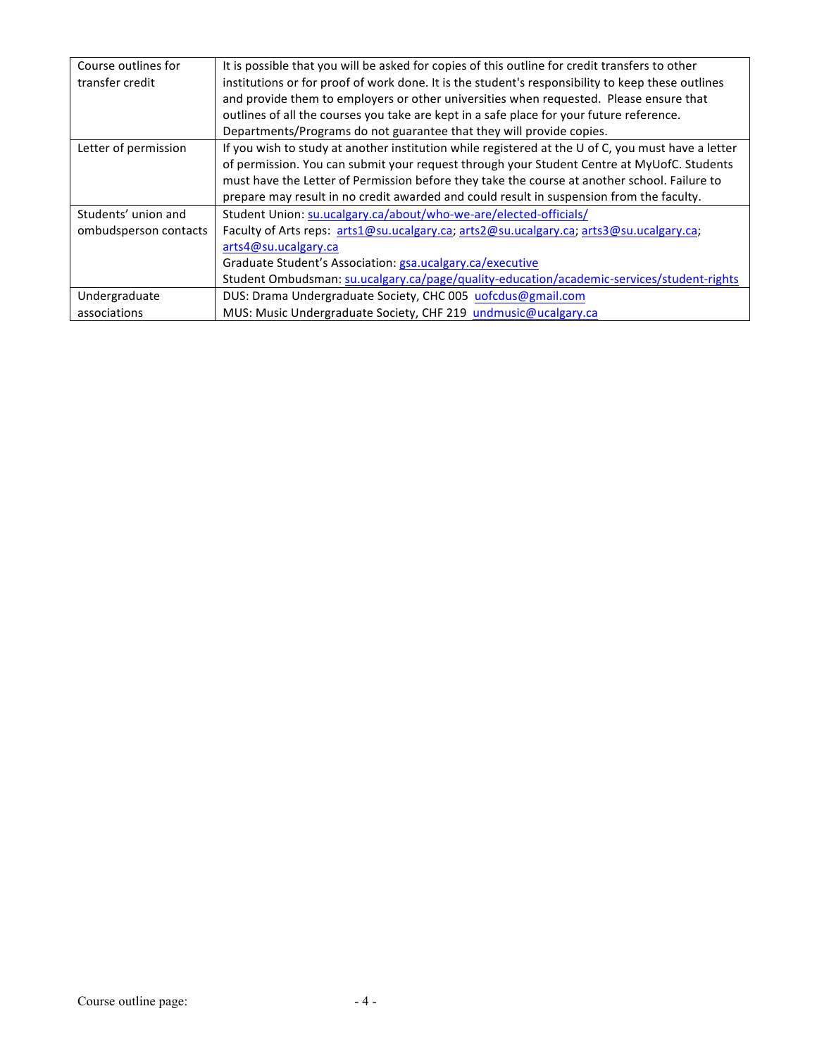| | |
|---|---|
| Course outlines for transfer credit | It is possible that you will be asked for copies of this outline for credit transfers to other institutions or for proof of work done. It is the student's responsibility to keep these outlines and provide them to employers or other universities when requested. Please ensure that outlines of all the courses you take are kept in a safe place for your future reference. Departments/Programs do not guarantee that they will provide copies. |
| Letter of permission | If you wish to study at another institution while registered at the U of C, you must have a letter of permission. You can submit your request through your Student Centre at MyUofC. Students must have the Letter of Permission before they take the course at another school. Failure to prepare may result in no credit awarded and could result in suspension from the faculty. |
| Students' union and ombudsperson contacts | Student Union: su.ucalgary.ca/about/who-we-are/elected-officials/<br>Faculty of Arts reps: arts1@su.ucalgary.ca; arts2@su.ucalgary.ca; arts3@su.ucalgary.ca; arts4@su.ucalgary.ca<br>Graduate Student's Association: gsa.ucalgary.ca/executive<br>Student Ombudsman: su.ucalgary.ca/page/quality-education/academic-services/student-rights |
| Undergraduate associations | DUS: Drama Undergraduate Society, CHC 005 uofcdus@gmail.com<br>MUS: Music Undergraduate Society, CHF 219 undmusic@ucalgary.ca |